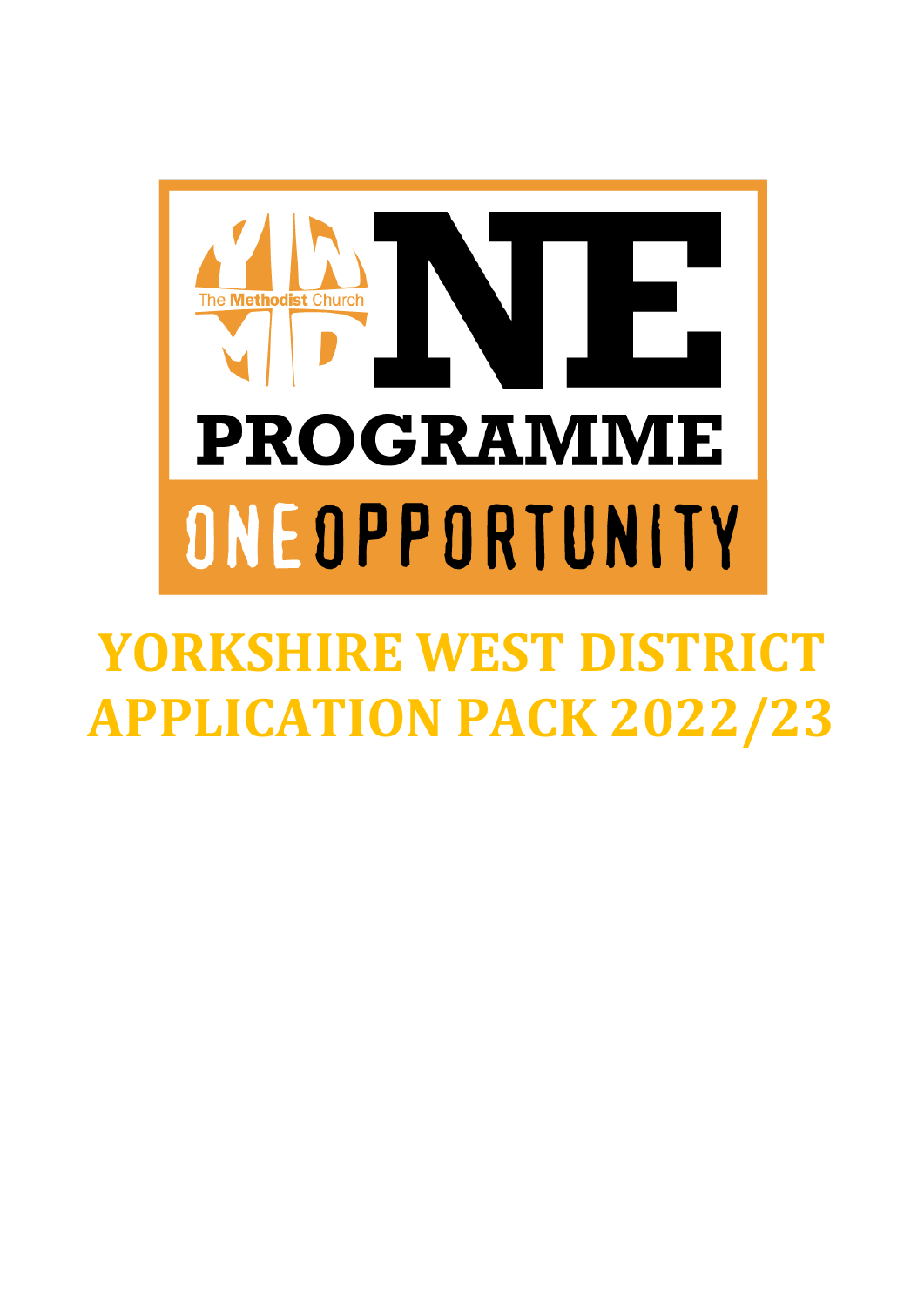The Methodist Church

ONE PROGRAMME

ONE OPPORTUNITY

# YORKSHIRE WEST DISTRICT APPLICATION PACK 2022/23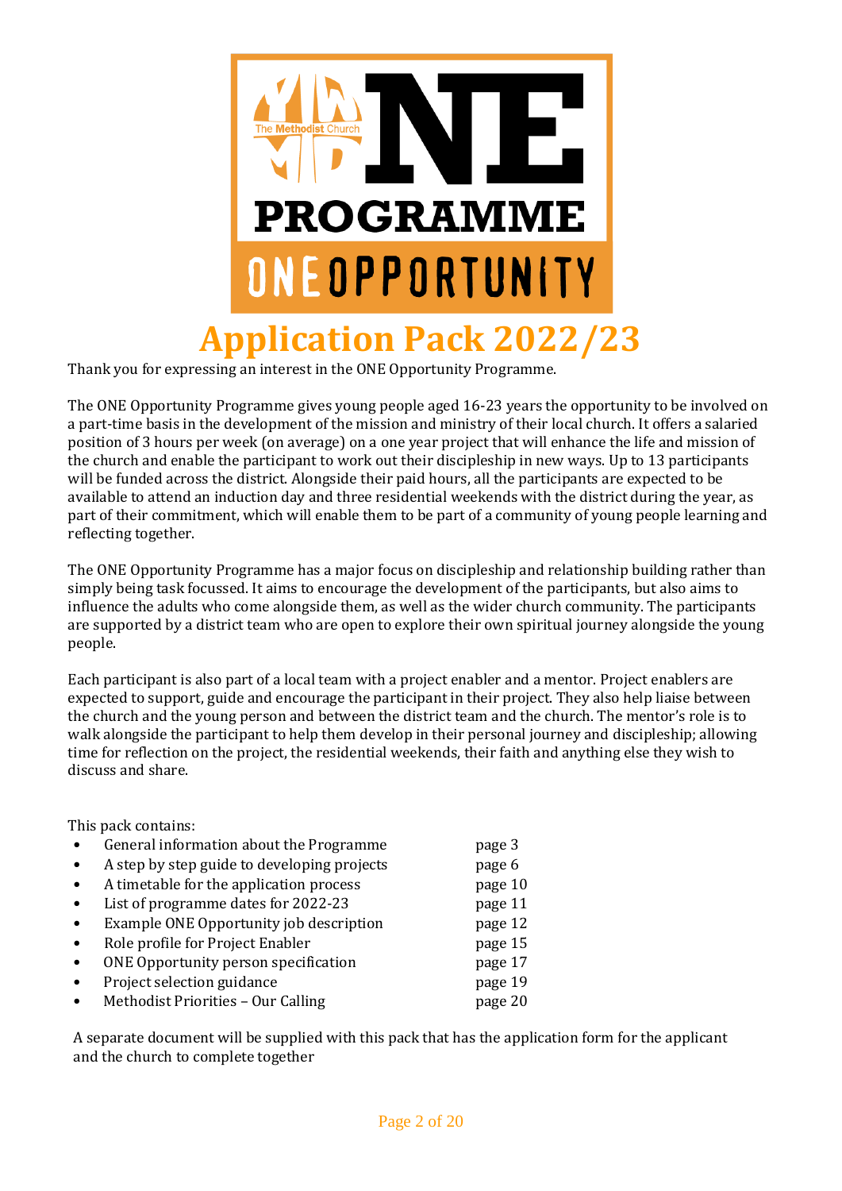# Application Pack 2022/23

Thank you for expressing an interest in the ONE Opportunity Programme.

The ONE Opportunity Programme gives young people aged 16-23 years the opportunity to be involved on a part-time basis in the development of the mission and ministry of their local church. It offers a salaried position of 3 hours per week (on average) on a one year project that will enhance the life and mission of the church and enable the participant to work out their discipleship in new ways. Up to 13 participants will be funded across the district. Alongside their paid hours, all the participants are expected to be available to attend an induction day and three residential weekends with the district during the year, as part of their commitment, which will enable them to be part of a community of young people learning and reflecting together.

The ONE Opportunity Programme has a major focus on discipleship and relationship building rather than simply being task focussed. It aims to encourage the development of the participants, but also aims to influence the adults who come alongside them, as well as the wider church community. The participants are supported by a district team who are open to explore their own spiritual journey alongside the young people.

Each participant is also part of a local team with a project enabler and a mentor. Project enablers are expected to support, guide and encourage the participant in their project. They also help liaise between the church and the young person and between the district team and the church. The mentor's role is to walk alongside the participant to help them develop in their personal journey and discipleship; allowing time for reflection on the project, the residential weekends, their faith and anything else they wish to discuss and share.

This pack contains:

| | |
|---|---|
| • General information about the Programme | page 3 |
| • A step by step guide to developing projects | page 6 |
| • A timetable for the application process | page 10 |
| • List of programme dates for 2022-23 | page 11 |
| • Example ONE Opportunity job description | page 12 |
| • Role profile for Project Enabler | page 15 |
| • ONE Opportunity person specification | page 17 |
| • Project selection guidance | page 19 |
| • Methodist Priorities – Our Calling | page 20 |

A separate document will be supplied with this pack that has the application form for the applicant and the church to complete together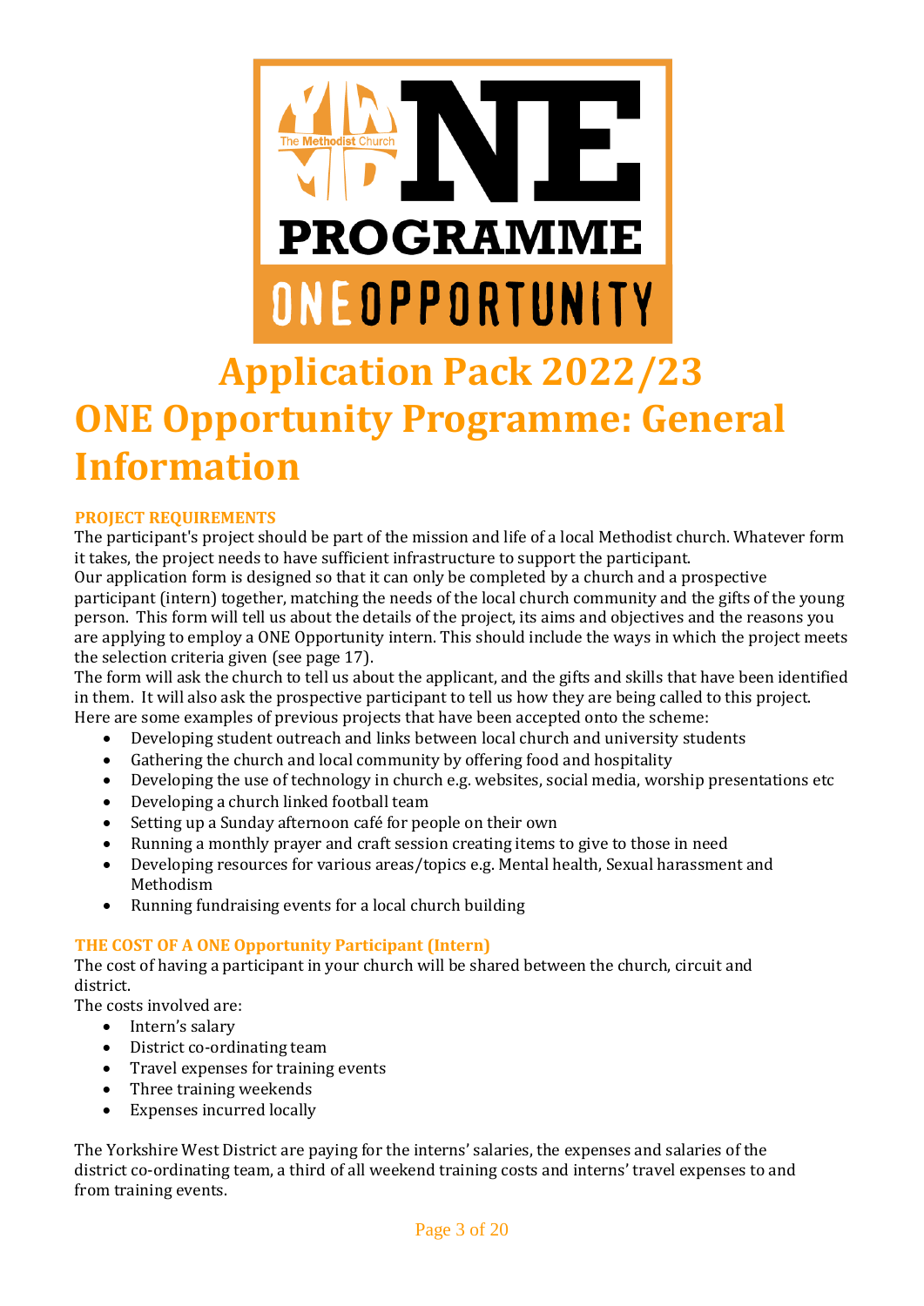# Application Pack 2022/23

# ONE Opportunity Programme: General Information

### PROJECT REQUIREMENTS

The participant's project should be part of the mission and life of a local Methodist church. Whatever form it takes, the project needs to have sufficient infrastructure to support the participant.

Our application form is designed so that it can only be completed by a church and a prospective participant (intern) together, matching the needs of the local church community and the gifts of the young person. This form will tell us about the details of the project, its aims and objectives and the reasons you are applying to employ a ONE Opportunity intern. This should include the ways in which the project meets the selection criteria given (see page 17).

The form will ask the church to tell us about the applicant, and the gifts and skills that have been identified in them. It will also ask the prospective participant to tell us how they are being called to this project.

Here are some examples of previous projects that have been accepted onto the scheme:

- Developing student outreach and links between local church and university students
- Gathering the church and local community by offering food and hospitality
- Developing the use of technology in church e.g. websites, social media, worship presentations etc
- Developing a church linked football team
- Setting up a Sunday afternoon café for people on their own
- Running a monthly prayer and craft session creating items to give to those in need
- Developing resources for various areas/topics e.g. Mental health, Sexual harassment and Methodism
- Running fundraising events for a local church building

### THE COST OF A ONE Opportunity Participant (Intern)

The cost of having a participant in your church will be shared between the church, circuit and district.

The costs involved are:

- Intern's salary
- District co-ordinating team
- Travel expenses for training events
- Three training weekends
- Expenses incurred locally

The Yorkshire West District are paying for the interns' salaries, the expenses and salaries of the district co-ordinating team, a third of all weekend training costs and interns' travel expenses to and from training events.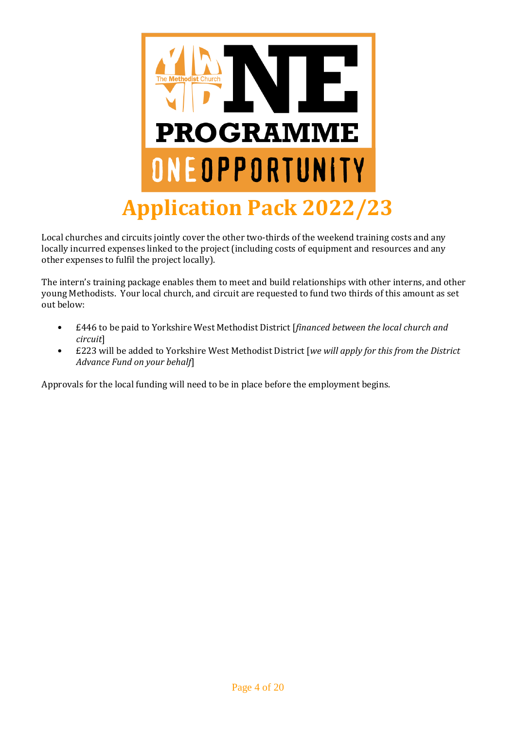# Application Pack 2022/23

Local churches and circuits jointly cover the other two-thirds of the weekend training costs and any locally incurred expenses linked to the project (including costs of equipment and resources and any other expenses to fulfil the project locally).

The intern's training package enables them to meet and build relationships with other interns, and other young Methodists. Your local church, and circuit are requested to fund two thirds of this amount as set out below:

- £446 to be paid to Yorkshire West Methodist District [*financed between the local church and circuit*]
- £223 will be added to Yorkshire West Methodist District [*we will apply for this from the District Advance Fund on your behalf*]

Approvals for the local funding will need to be in place before the employment begins.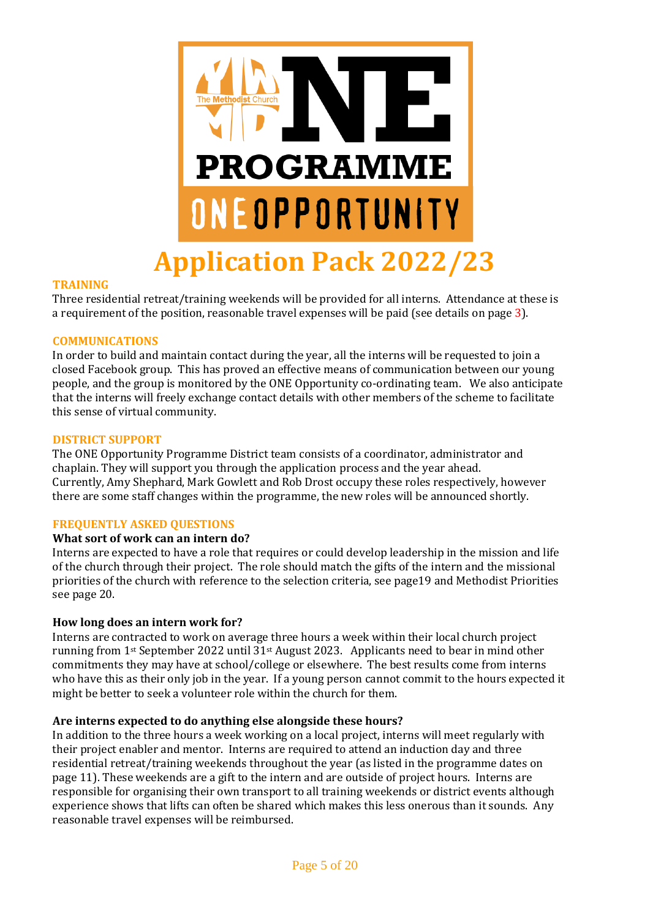# Application Pack 2022/23

## TRAINING

Three residential retreat/training weekends will be provided for all interns. Attendance at these is a requirement of the position, reasonable travel expenses will be paid (see details on page 3).

## COMMUNICATIONS

In order to build and maintain contact during the year, all the interns will be requested to join a closed Facebook group. This has proved an effective means of communication between our young people, and the group is monitored by the ONE Opportunity co-ordinating team. We also anticipate that the interns will freely exchange contact details with other members of the scheme to facilitate this sense of virtual community.

## DISTRICT SUPPORT

The ONE Opportunity Programme District team consists of a coordinator, administrator and chaplain. They will support you through the application process and the year ahead. Currently, Amy Shephard, Mark Gowlett and Rob Drost occupy these roles respectively, however there are some staff changes within the programme, the new roles will be announced shortly.

## FREQUENTLY ASKED QUESTIONS

### What sort of work can an intern do?

Interns are expected to have a role that requires or could develop leadership in the mission and life of the church through their project. The role should match the gifts of the intern and the missional priorities of the church with reference to the selection criteria, see page19 and Methodist Priorities see page 20.

### How long does an intern work for?

Interns are contracted to work on average three hours a week within their local church project running from 1st September 2022 until 31st August 2023. Applicants need to bear in mind other commitments they may have at school/college or elsewhere. The best results come from interns who have this as their only job in the year. If a young person cannot commit to the hours expected it might be better to seek a volunteer role within the church for them.

### Are interns expected to do anything else alongside these hours?

In addition to the three hours a week working on a local project, interns will meet regularly with their project enabler and mentor. Interns are required to attend an induction day and three residential retreat/training weekends throughout the year (as listed in the programme dates on page 11). These weekends are a gift to the intern and are outside of project hours. Interns are responsible for organising their own transport to all training weekends or district events although experience shows that lifts can often be shared which makes this less onerous than it sounds. Any reasonable travel expenses will be reimbursed.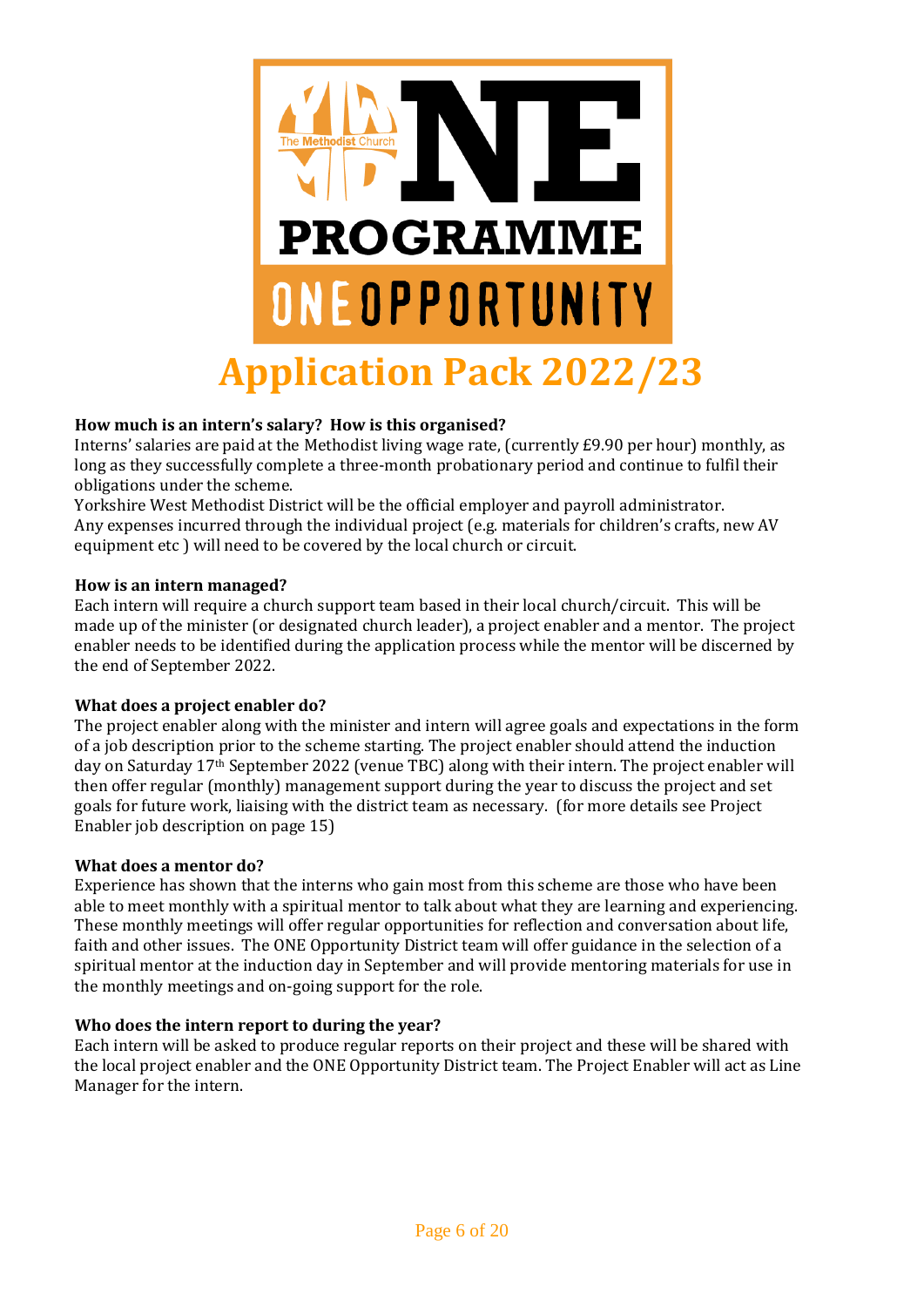# Application Pack 2022/23

**How much is an intern's salary? How is this organised?**

Interns' salaries are paid at the Methodist living wage rate, (currently £9.90 per hour) monthly, as long as they successfully complete a three-month probationary period and continue to fulfil their obligations under the scheme.

Yorkshire West Methodist District will be the official employer and payroll administrator.

Any expenses incurred through the individual project (e.g. materials for children's crafts, new AV equipment etc ) will need to be covered by the local church or circuit.

**How is an intern managed?**

Each intern will require a church support team based in their local church/circuit. This will be made up of the minister (or designated church leader), a project enabler and a mentor. The project enabler needs to be identified during the application process while the mentor will be discerned by the end of September 2022.

**What does a project enabler do?**

The project enabler along with the minister and intern will agree goals and expectations in the form of a job description prior to the scheme starting. The project enabler should attend the induction day on Saturday 17th September 2022 (venue TBC) along with their intern. The project enabler will then offer regular (monthly) management support during the year to discuss the project and set goals for future work, liaising with the district team as necessary. (for more details see Project Enabler job description on page 15)

**What does a mentor do?**

Experience has shown that the interns who gain most from this scheme are those who have been able to meet monthly with a spiritual mentor to talk about what they are learning and experiencing. These monthly meetings will offer regular opportunities for reflection and conversation about life, faith and other issues. The ONE Opportunity District team will offer guidance in the selection of a spiritual mentor at the induction day in September and will provide mentoring materials for use in the monthly meetings and on-going support for the role.

**Who does the intern report to during the year?**

Each intern will be asked to produce regular reports on their project and these will be shared with the local project enabler and the ONE Opportunity District team. The Project Enabler will act as Line Manager for the intern.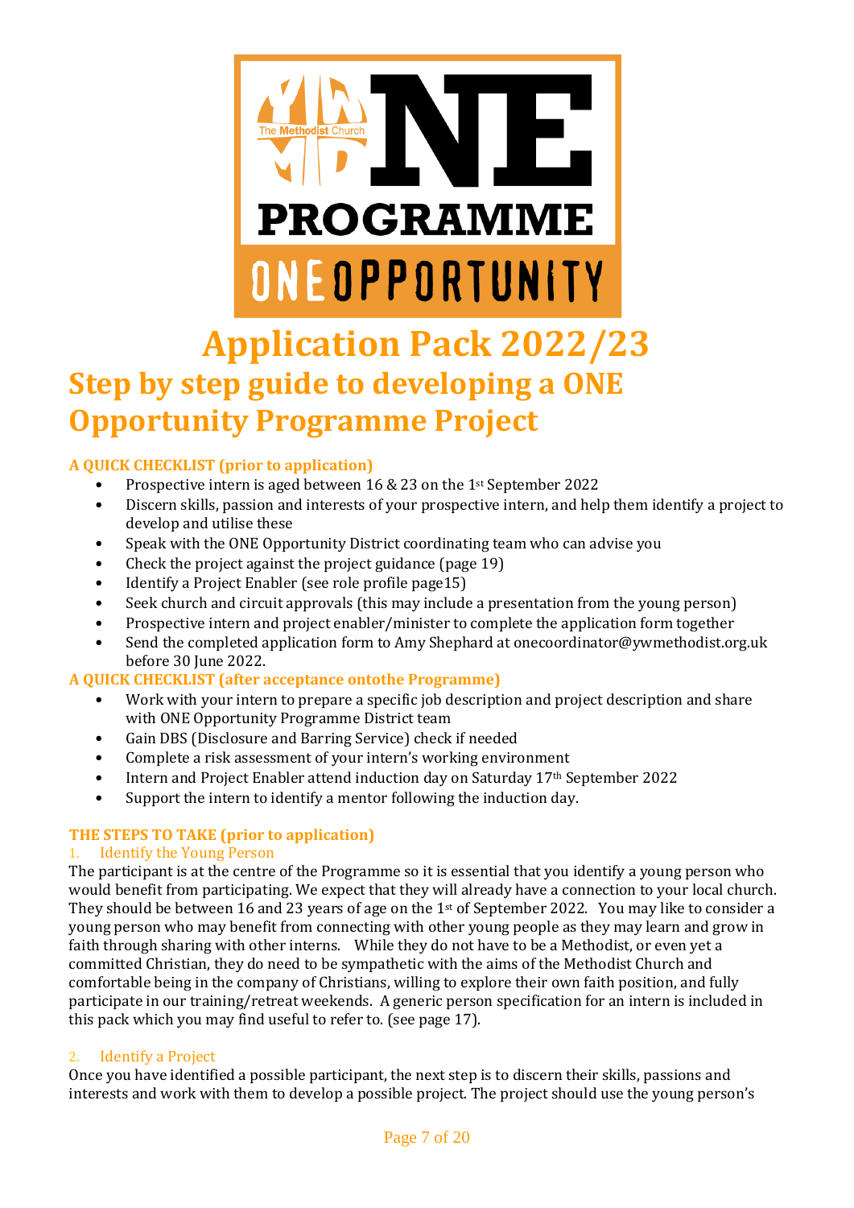# Application Pack 2022/23

## Step by step guide to developing a ONE Opportunity Programme Project

**A QUICK CHECKLIST (prior to application)**

- Prospective intern is aged between 16 & 23 on the 1st September 2022
- Discern skills, passion and interests of your prospective intern, and help them identify a project to develop and utilise these
- Speak with the ONE Opportunity District coordinating team who can advise you
- Check the project against the project guidance (page 19)
- Identify a Project Enabler (see role profile page15)
- Seek church and circuit approvals (this may include a presentation from the young person)
- Prospective intern and project enabler/minister to complete the application form together
- Send the completed application form to Amy Shephard at onecoordinator@ywmethodist.org.uk before 30 June 2022.

**A QUICK CHECKLIST (after acceptance ontothe Programme)**

- Work with your intern to prepare a specific job description and project description and share with ONE Opportunity Programme District team
- Gain DBS (Disclosure and Barring Service) check if needed
- Complete a risk assessment of your intern's working environment
- Intern and Project Enabler attend induction day on Saturday 17th September 2022
- Support the intern to identify a mentor following the induction day.

**THE STEPS TO TAKE (prior to application)**

1. Identify the Young Person

The participant is at the centre of the Programme so it is essential that you identify a young person who would benefit from participating. We expect that they will already have a connection to your local church. They should be between 16 and 23 years of age on the 1st of September 2022. You may like to consider a young person who may benefit from connecting with other young people as they may learn and grow in faith through sharing with other interns. While they do not have to be a Methodist, or even yet a committed Christian, they do need to be sympathetic with the aims of the Methodist Church and comfortable being in the company of Christians, willing to explore their own faith position, and fully participate in our training/retreat weekends. A generic person specification for an intern is included in this pack which you may find useful to refer to. (see page 17).

2. Identify a Project

Once you have identified a possible participant, the next step is to discern their skills, passions and interests and work with them to develop a possible project. The project should use the young person's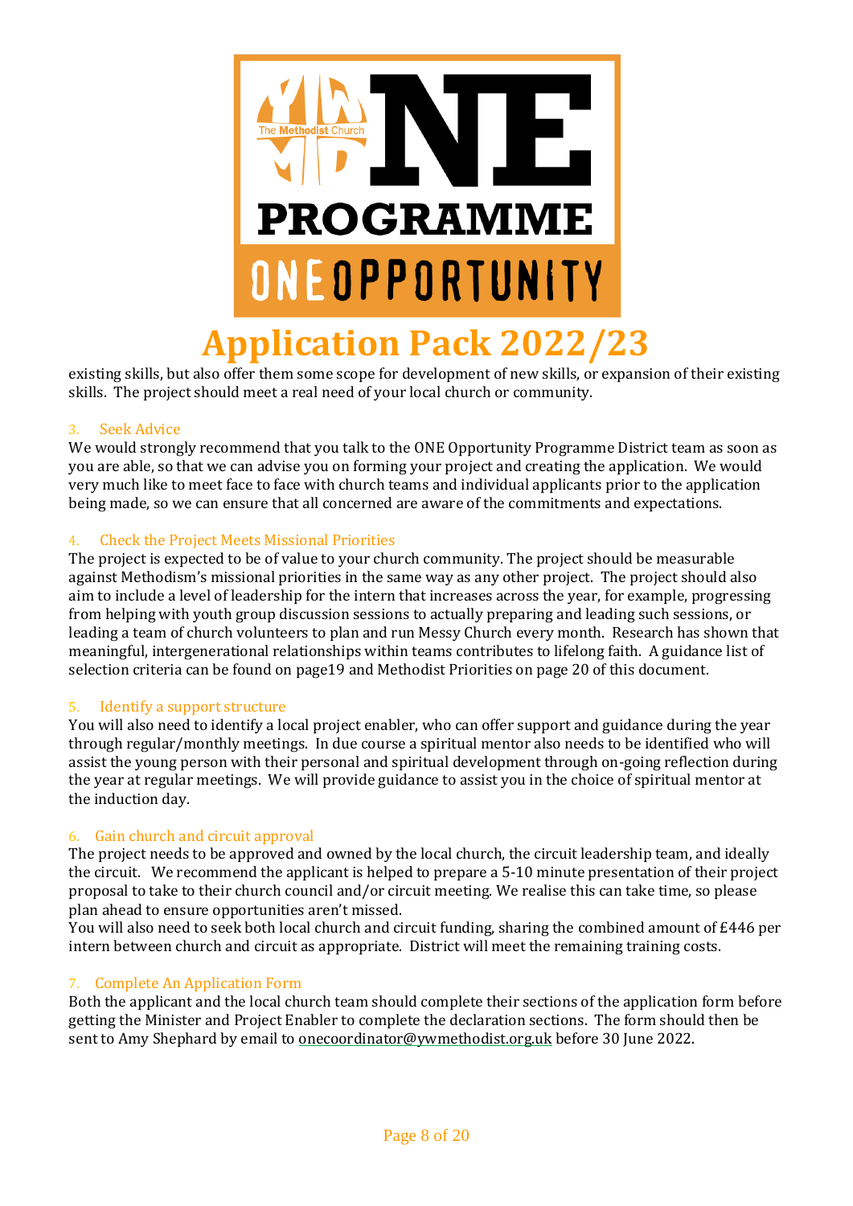# Application Pack 2022/23

existing skills, but also offer them some scope for development of new skills, or expansion of their existing skills. The project should meet a real need of your local church or community.

### 3. Seek Advice

We would strongly recommend that you talk to the ONE Opportunity Programme District team as soon as you are able, so that we can advise you on forming your project and creating the application. We would very much like to meet face to face with church teams and individual applicants prior to the application being made, so we can ensure that all concerned are aware of the commitments and expectations.

### 4. Check the Project Meets Missional Priorities

The project is expected to be of value to your church community. The project should be measurable against Methodism's missional priorities in the same way as any other project. The project should also aim to include a level of leadership for the intern that increases across the year, for example, progressing from helping with youth group discussion sessions to actually preparing and leading such sessions, or leading a team of church volunteers to plan and run Messy Church every month. Research has shown that meaningful, intergenerational relationships within teams contributes to lifelong faith. A guidance list of selection criteria can be found on page19 and Methodist Priorities on page 20 of this document.

### 5. Identify a support structure

You will also need to identify a local project enabler, who can offer support and guidance during the year through regular/monthly meetings. In due course a spiritual mentor also needs to be identified who will assist the young person with their personal and spiritual development through on-going reflection during the year at regular meetings. We will provide guidance to assist you in the choice of spiritual mentor at the induction day.

### 6. Gain church and circuit approval

The project needs to be approved and owned by the local church, the circuit leadership team, and ideally the circuit. We recommend the applicant is helped to prepare a 5-10 minute presentation of their project proposal to take to their church council and/or circuit meeting. We realise this can take time, so please plan ahead to ensure opportunities aren't missed.

You will also need to seek both local church and circuit funding, sharing the combined amount of £446 per intern between church and circuit as appropriate. District will meet the remaining training costs.

### 7. Complete An Application Form

Both the applicant and the local church team should complete their sections of the application form before getting the Minister and Project Enabler to complete the declaration sections. The form should then be sent to Amy Shephard by email to onecoordinator@ywmethodist.org.uk before 30 June 2022.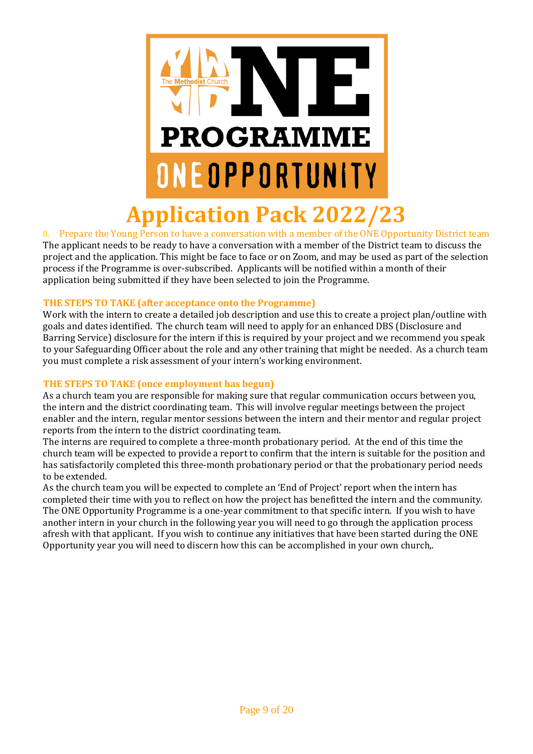# Application Pack 2022/23

8. Prepare the Young Person to have a conversation with a member of the ONE Opportunity District team

The applicant needs to be ready to have a conversation with a member of the District team to discuss the project and the application. This might be face to face or on Zoom, and may be used as part of the selection process if the Programme is over-subscribed. Applicants will be notified within a month of their application being submitted if they have been selected to join the Programme.

### THE STEPS TO TAKE (after acceptance onto the Programme)

Work with the intern to create a detailed job description and use this to create a project plan/outline with goals and dates identified. The church team will need to apply for an enhanced DBS (Disclosure and Barring Service) disclosure for the intern if this is required by your project and we recommend you speak to your Safeguarding Officer about the role and any other training that might be needed. As a church team you must complete a risk assessment of your intern's working environment.

### THE STEPS TO TAKE (once employment has begun)

As a church team you are responsible for making sure that regular communication occurs between you, the intern and the district coordinating team. This will involve regular meetings between the project enabler and the intern, regular mentor sessions between the intern and their mentor and regular project reports from the intern to the district coordinating team.

The interns are required to complete a three-month probationary period. At the end of this time the church team will be expected to provide a report to confirm that the intern is suitable for the position and has satisfactorily completed this three-month probationary period or that the probationary period needs to be extended.

As the church team you will be expected to complete an 'End of Project' report when the intern has completed their time with you to reflect on how the project has benefitted the intern and the community.

The ONE Opportunity Programme is a one-year commitment to that specific intern. If you wish to have another intern in your church in the following year you will need to go through the application process afresh with that applicant. If you wish to continue any initiatives that have been started during the ONE Opportunity year you will need to discern how this can be accomplished in your own church,.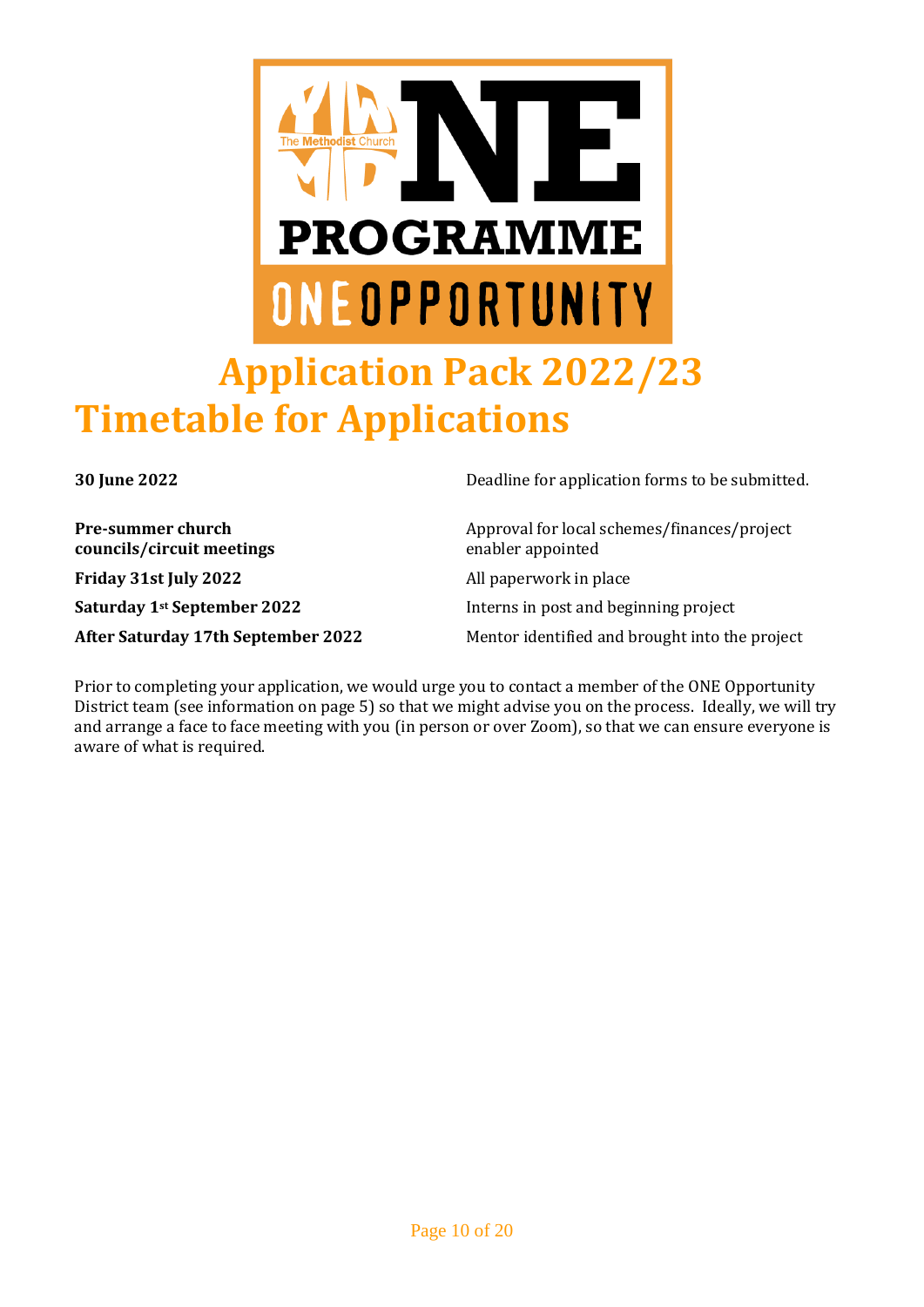# Application Pack 2022/23

## Timetable for Applications

| | |
|---|---|
| **30 June 2022** | Deadline for application forms to be submitted. |
| **Pre-summer church councils/circuit meetings** | Approval for local schemes/finances/project enabler appointed |
| **Friday 31st July 2022** | All paperwork in place |
| **Saturday 1st September 2022** | Interns in post and beginning project |
| **After Saturday 17th September 2022** | Mentor identified and brought into the project |

Prior to completing your application, we would urge you to contact a member of the ONE Opportunity District team (see information on page 5) so that we might advise you on the process. Ideally, we will try and arrange a face to face meeting with you (in person or over Zoom), so that we can ensure everyone is aware of what is required.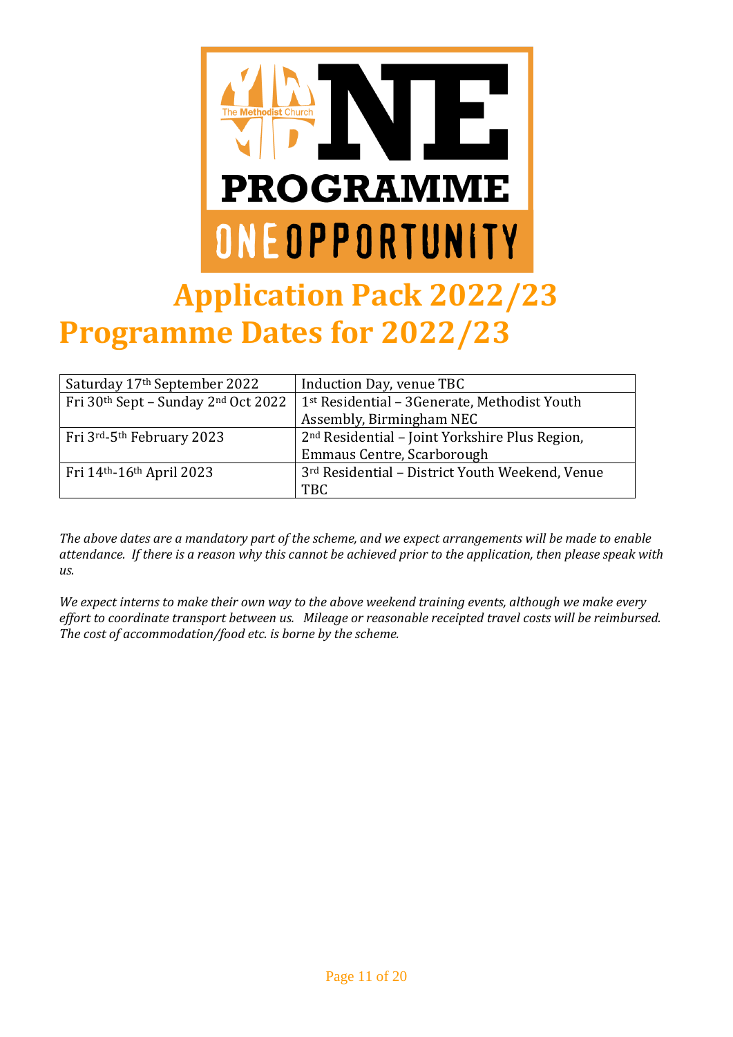# Application Pack 2022/23

# Programme Dates for 2022/23

| | |
|---|---|
| Saturday 17th September 2022 | Induction Day, venue TBC |
| Fri 30th Sept – Sunday 2nd Oct 2022 | 1st Residential – 3Generate, Methodist Youth Assembly, Birmingham NEC |
| Fri 3rd-5th February 2023 | 2nd Residential – Joint Yorkshire Plus Region, Emmaus Centre, Scarborough |
| Fri 14th-16th April 2023 | 3rd Residential – District Youth Weekend, Venue TBC |

*The above dates are a mandatory part of the scheme, and we expect arrangements will be made to enable attendance. If there is a reason why this cannot be achieved prior to the application, then please speak with us.*

*We expect interns to make their own way to the above weekend training events, although we make every effort to coordinate transport between us. Mileage or reasonable receipted travel costs will be reimbursed. The cost of accommodation/food etc. is borne by the scheme.*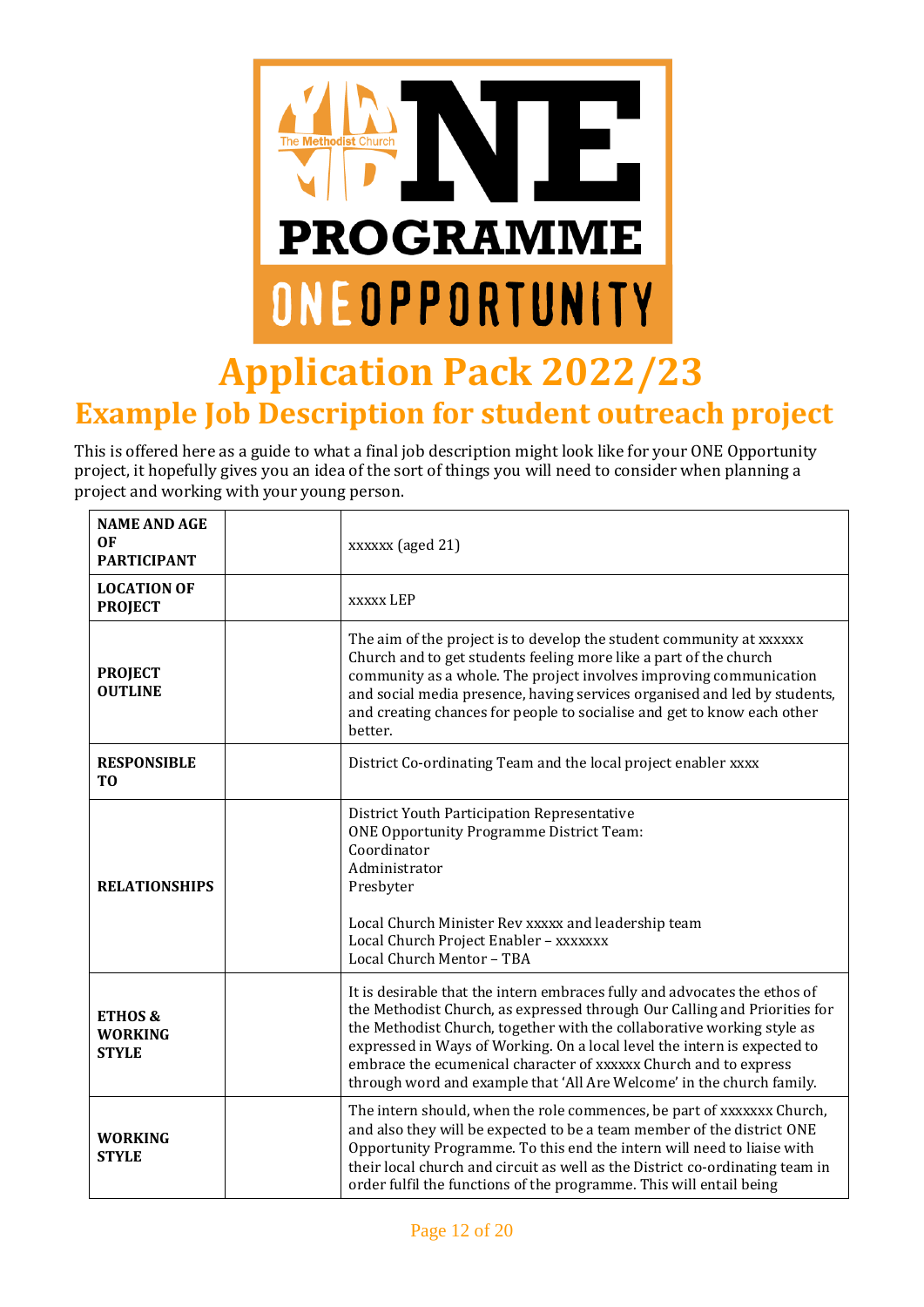# Application Pack 2022/23

## Example Job Description for student outreach project

This is offered here as a guide to what a final job description might look like for your ONE Opportunity project, it hopefully gives you an idea of the sort of things you will need to consider when planning a project and working with your young person.

| | | |
|---|---|---|
| **NAME AND AGE OF PARTICIPANT** | | xxxxxx (aged 21) |
| **LOCATION OF PROJECT** | | xxxxx LEP |
| **PROJECT OUTLINE** | | The aim of the project is to develop the student community at xxxxxx Church and to get students feeling more like a part of the church community as a whole. The project involves improving communication and social media presence, having services organised and led by students, and creating chances for people to socialise and get to know each other better. |
| **RESPONSIBLE TO** | | District Co-ordinating Team and the local project enabler xxxx |
| **RELATIONSHIPS** | | District Youth Participation Representative<br>ONE Opportunity Programme District Team:<br>Coordinator<br>Administrator<br>Presbyter<br><br>Local Church Minister Rev xxxxx and leadership team<br>Local Church Project Enabler – xxxxxxx<br>Local Church Mentor – TBA |
| **ETHOS & WORKING STYLE** | | It is desirable that the intern embraces fully and advocates the ethos of the Methodist Church, as expressed through Our Calling and Priorities for the Methodist Church, together with the collaborative working style as expressed in Ways of Working. On a local level the intern is expected to embrace the ecumenical character of xxxxxx Church and to express through word and example that 'All Are Welcome' in the church family. |
| **WORKING STYLE** | | The intern should, when the role commences, be part of xxxxxxx Church, and also they will be expected to be a team member of the district ONE Opportunity Programme. To this end the intern will need to liaise with their local church and circuit as well as the District co-ordinating team in order fulfil the functions of the programme. This will entail being |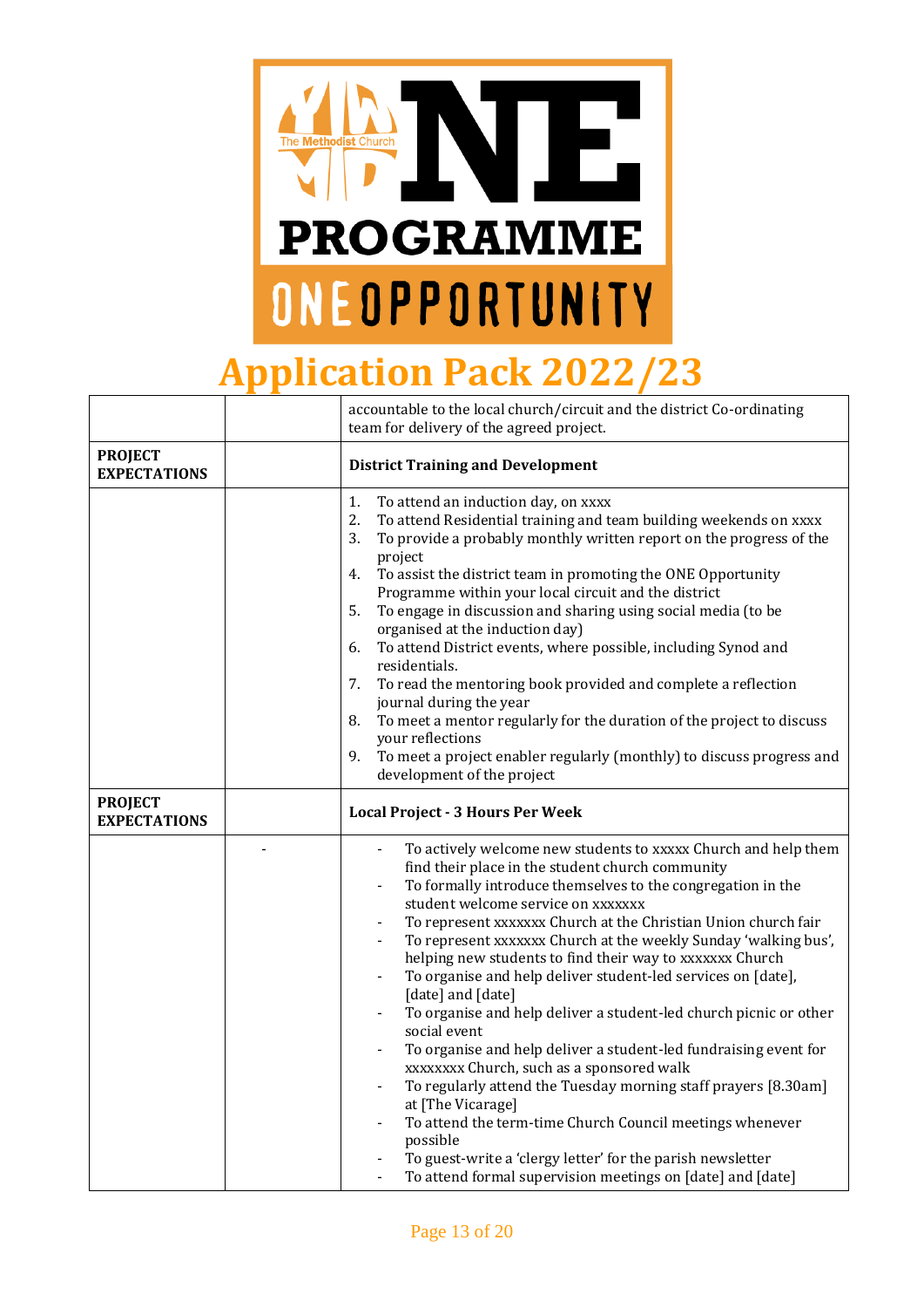# Application Pack 2022/23

| | | |
|---|---|---|
| | | accountable to the local church/circuit and the district Co-ordinating team for delivery of the agreed project. |
| **PROJECT EXPECTATIONS** | | **District Training and Development** |
| | | 1. To attend an induction day, on xxxx<br>2. To attend Residential training and team building weekends on xxxx<br>3. To provide a probably monthly written report on the progress of the project<br>4. To assist the district team in promoting the ONE Opportunity Programme within your local circuit and the district<br>5. To engage in discussion and sharing using social media (to be organised at the induction day)<br>6. To attend District events, where possible, including Synod and residentials.<br>7. To read the mentoring book provided and complete a reflection journal during the year<br>8. To meet a mentor regularly for the duration of the project to discuss your reflections<br>9. To meet a project enabler regularly (monthly) to discuss progress and development of the project |
| **PROJECT EXPECTATIONS** | | **Local Project - 3 Hours Per Week** |
| | - | - To actively welcome new students to xxxxx Church and help them find their place in the student church community<br>- To formally introduce themselves to the congregation in the student welcome service on xxxxxxx<br>- To represent xxxxxxx Church at the Christian Union church fair<br>- To represent xxxxxxx Church at the weekly Sunday 'walking bus', helping new students to find their way to xxxxxxx Church<br>- To organise and help deliver student-led services on [date], [date] and [date]<br>- To organise and help deliver a student-led church picnic or other social event<br>- To organise and help deliver a student-led fundraising event for xxxxxxxx Church, such as a sponsored walk<br>- To regularly attend the Tuesday morning staff prayers [8.30am] at [The Vicarage]<br>- To attend the term-time Church Council meetings whenever possible<br>- To guest-write a 'clergy letter' for the parish newsletter<br>- To attend formal supervision meetings on [date] and [date] |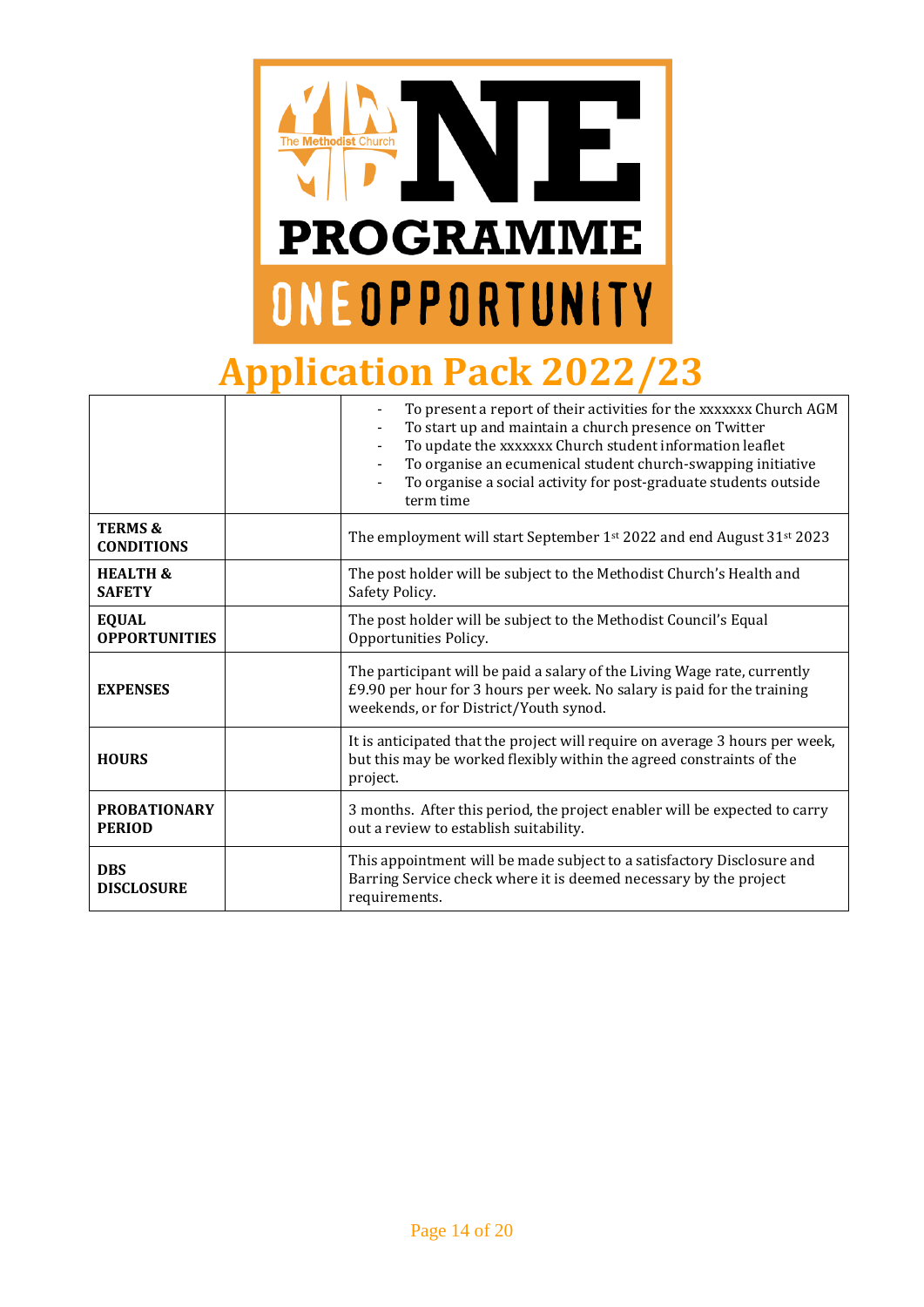# Application Pack 2022/23

| | | |
|---|---|---|
| | | - To present a report of their activities for the xxxxxxx Church AGM<br>- To start up and maintain a church presence on Twitter<br>- To update the xxxxxxx Church student information leaflet<br>- To organise an ecumenical student church-swapping initiative<br>- To organise a social activity for post-graduate students outside term time |
| **TERMS & CONDITIONS** | | The employment will start September 1st 2022 and end August 31st 2023 |
| **HEALTH & SAFETY** | | The post holder will be subject to the Methodist Church's Health and Safety Policy. |
| **EQUAL OPPORTUNITIES** | | The post holder will be subject to the Methodist Council's Equal Opportunities Policy. |
| **EXPENSES** | | The participant will be paid a salary of the Living Wage rate, currently £9.90 per hour for 3 hours per week. No salary is paid for the training weekends, or for District/Youth synod. |
| **HOURS** | | It is anticipated that the project will require on average 3 hours per week, but this may be worked flexibly within the agreed constraints of the project. |
| **PROBATIONARY PERIOD** | | 3 months. After this period, the project enabler will be expected to carry out a review to establish suitability. |
| **DBS DISCLOSURE** | | This appointment will be made subject to a satisfactory Disclosure and Barring Service check where it is deemed necessary by the project requirements. |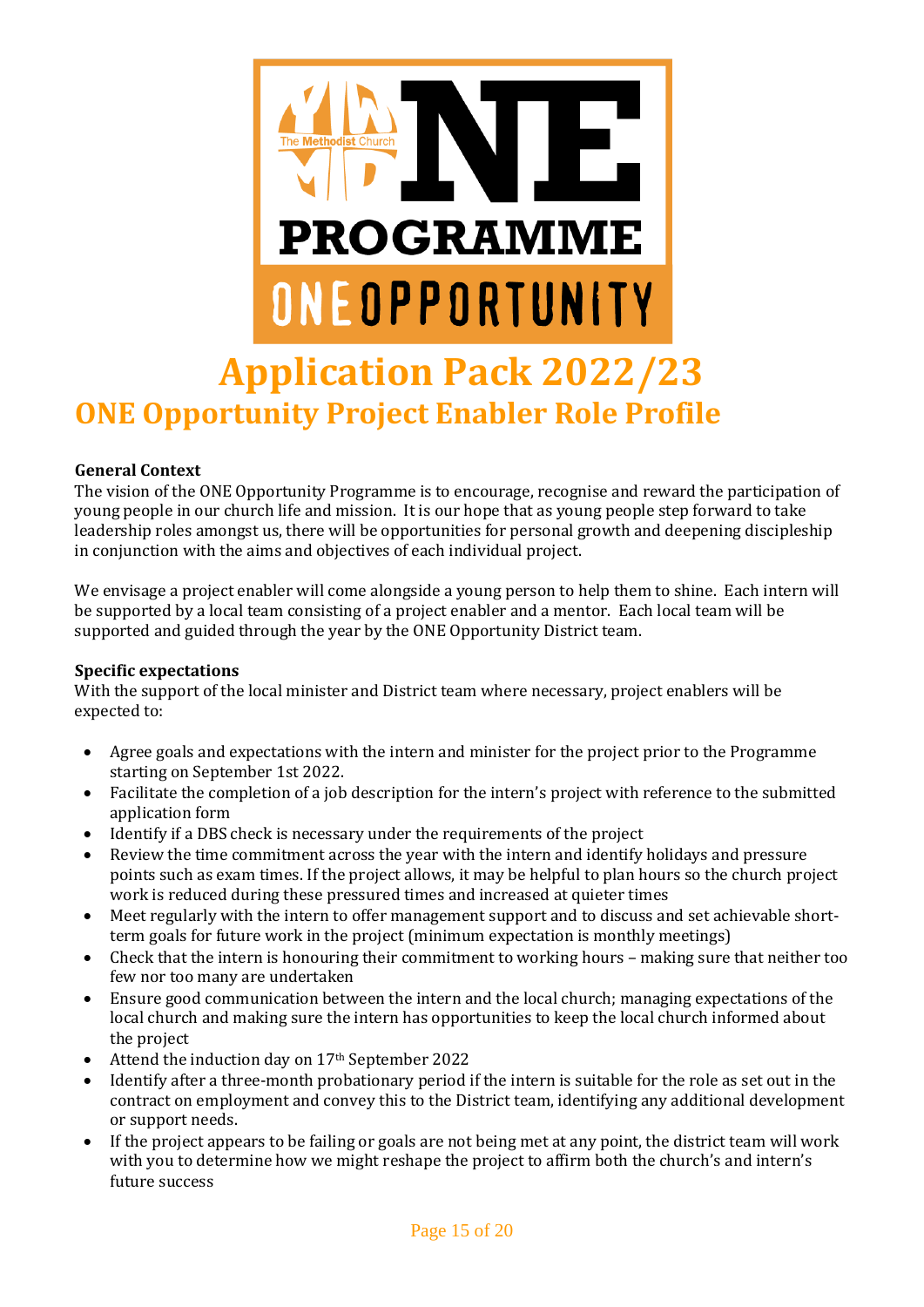# Application Pack 2022/23

## ONE Opportunity Project Enabler Role Profile

**General Context**

The vision of the ONE Opportunity Programme is to encourage, recognise and reward the participation of young people in our church life and mission. It is our hope that as young people step forward to take leadership roles amongst us, there will be opportunities for personal growth and deepening discipleship in conjunction with the aims and objectives of each individual project.

We envisage a project enabler will come alongside a young person to help them to shine. Each intern will be supported by a local team consisting of a project enabler and a mentor. Each local team will be supported and guided through the year by the ONE Opportunity District team.

**Specific expectations**

With the support of the local minister and District team where necessary, project enablers will be expected to:

- Agree goals and expectations with the intern and minister for the project prior to the Programme starting on September 1st 2022.
- Facilitate the completion of a job description for the intern's project with reference to the submitted application form
- Identify if a DBS check is necessary under the requirements of the project
- Review the time commitment across the year with the intern and identify holidays and pressure points such as exam times. If the project allows, it may be helpful to plan hours so the church project work is reduced during these pressured times and increased at quieter times
- Meet regularly with the intern to offer management support and to discuss and set achievable short-term goals for future work in the project (minimum expectation is monthly meetings)
- Check that the intern is honouring their commitment to working hours – making sure that neither too few nor too many are undertaken
- Ensure good communication between the intern and the local church; managing expectations of the local church and making sure the intern has opportunities to keep the local church informed about the project
- Attend the induction day on 17th September 2022
- Identify after a three-month probationary period if the intern is suitable for the role as set out in the contract on employment and convey this to the District team, identifying any additional development or support needs.
- If the project appears to be failing or goals are not being met at any point, the district team will work with you to determine how we might reshape the project to affirm both the church's and intern's future success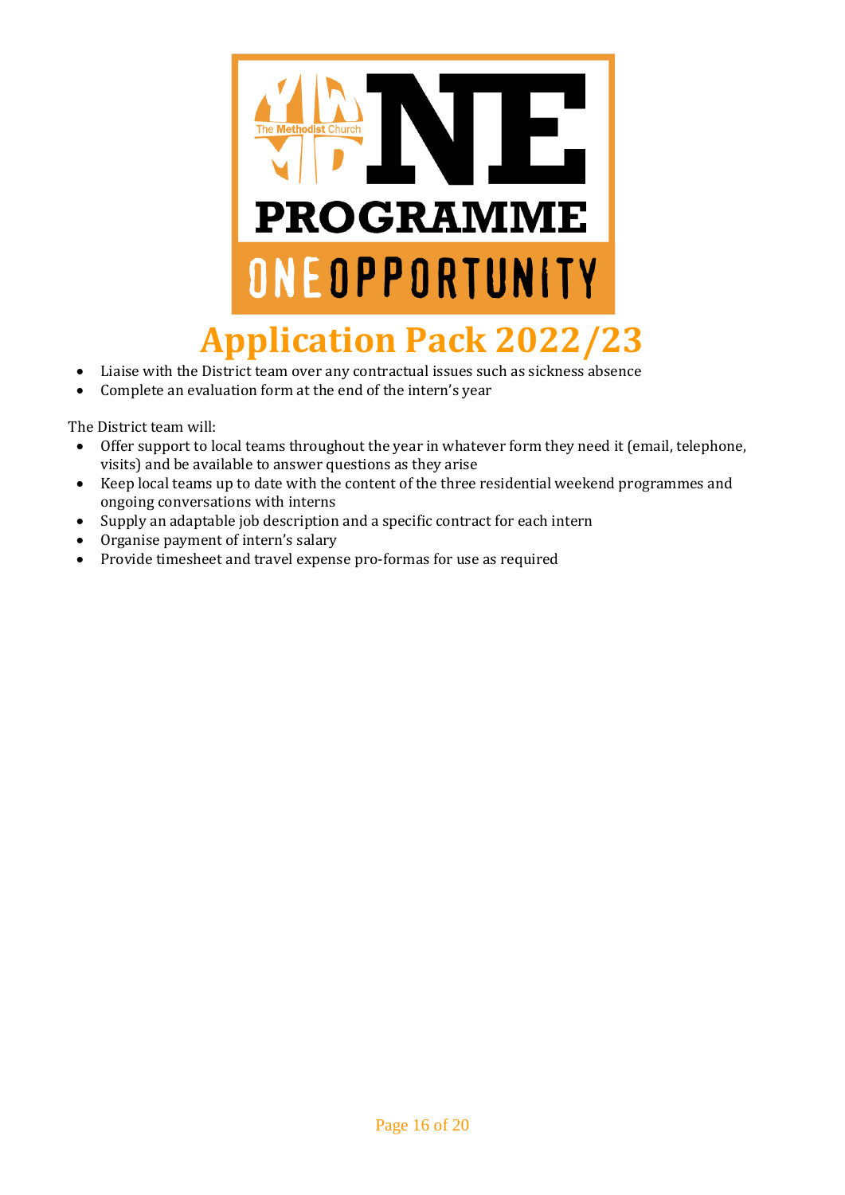- Liaise with the District team over any contractual issues such as sickness absence
- Complete an evaluation form at the end of the intern's year

The District team will:

- Offer support to local teams throughout the year in whatever form they need it (email, telephone, visits) and be available to answer questions as they arise
- Keep local teams up to date with the content of the three residential weekend programmes and ongoing conversations with interns
- Supply an adaptable job description and a specific contract for each intern
- Organise payment of intern's salary
- Provide timesheet and travel expense pro-formas for use as required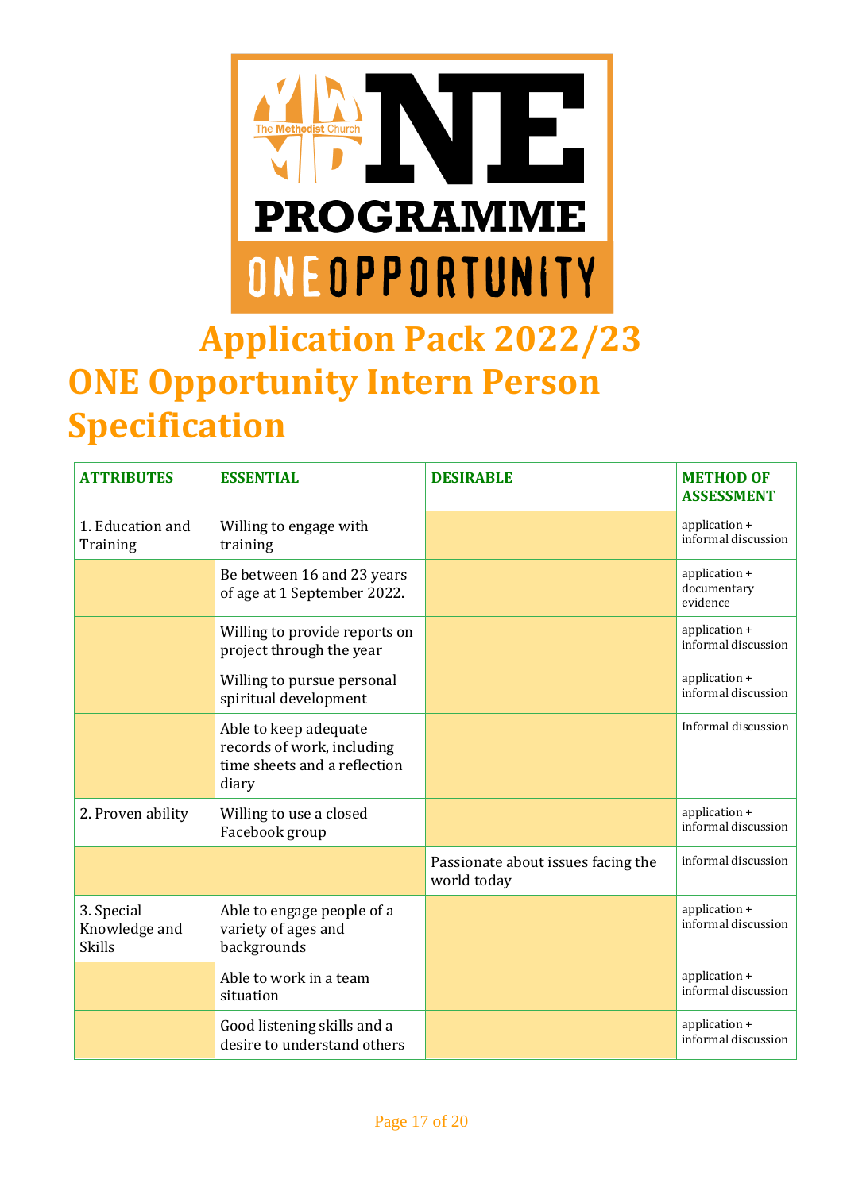# Application Pack 2022/23

# ONE Opportunity Intern Person Specification

| ATTRIBUTES | ESSENTIAL | DESIRABLE | METHOD OF ASSESSMENT |
|---|---|---|---|
| 1. Education and Training | Willing to engage with training | | application + informal discussion |
| | Be between 16 and 23 years of age at 1 September 2022. | | application + documentary evidence |
| | Willing to provide reports on project through the year | | application + informal discussion |
| | Willing to pursue personal spiritual development | | application + informal discussion |
| | Able to keep adequate records of work, including time sheets and a reflection diary | | Informal discussion |
| 2. Proven ability | Willing to use a closed Facebook group | | application + informal discussion |
| | | Passionate about issues facing the world today | informal discussion |
| 3. Special Knowledge and Skills | Able to engage people of a variety of ages and backgrounds | | application + informal discussion |
| | Able to work in a team situation | | application + informal discussion |
| | Good listening skills and a desire to understand others | | application + informal discussion |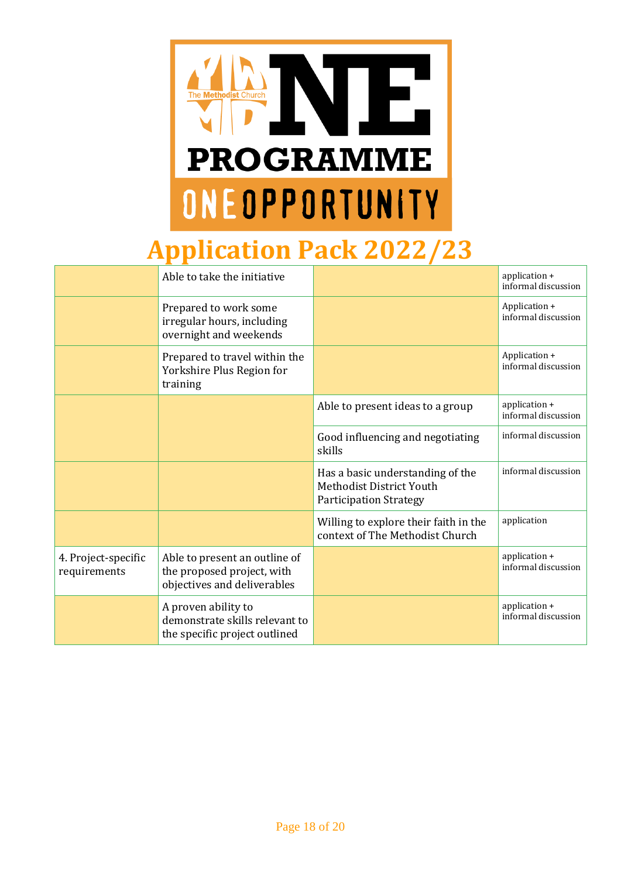# Application Pack 2022/23

| | | | |
|---|---|---|---|
| | Able to take the initiative | | application + informal discussion |
| | Prepared to work some irregular hours, including overnight and weekends | | Application + informal discussion |
| | Prepared to travel within the Yorkshire Plus Region for training | | Application + informal discussion |
| | | Able to present ideas to a group | application + informal discussion |
| | | Good influencing and negotiating skills | informal discussion |
| | | Has a basic understanding of the Methodist District Youth Participation Strategy | informal discussion |
| | | Willing to explore their faith in the context of The Methodist Church | application |
| 4. Project-specific requirements | Able to present an outline of the proposed project, with objectives and deliverables | | application + informal discussion |
| | A proven ability to demonstrate skills relevant to the specific project outlined | | application + informal discussion |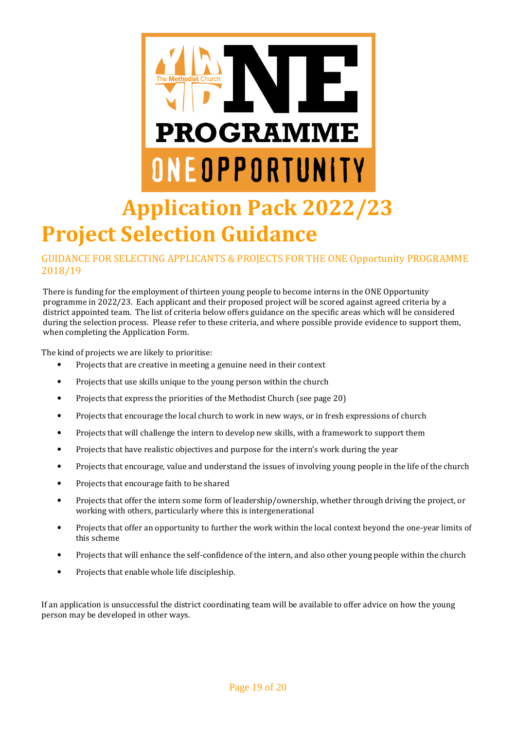# Application Pack 2022/23

# Project Selection Guidance

## GUIDANCE FOR SELECTING APPLICANTS & PROJECTS FOR THE ONE Opportunity PROGRAMME 2018/19

There is funding for the employment of thirteen young people to become interns in the ONE Opportunity programme in 2022/23. Each applicant and their proposed project will be scored against agreed criteria by a district appointed team. The list of criteria below offers guidance on the specific areas which will be considered during the selection process. Please refer to these criteria, and where possible provide evidence to support them, when completing the Application Form.

The kind of projects we are likely to prioritise:

- Projects that are creative in meeting a genuine need in their context
- Projects that use skills unique to the young person within the church
- Projects that express the priorities of the Methodist Church (see page 20)
- Projects that encourage the local church to work in new ways, or in fresh expressions of church
- Projects that will challenge the intern to develop new skills, with a framework to support them
- Projects that have realistic objectives and purpose for the intern's work during the year
- Projects that encourage, value and understand the issues of involving young people in the life of the church
- Projects that encourage faith to be shared
- Projects that offer the intern some form of leadership/ownership, whether through driving the project, or working with others, particularly where this is intergenerational
- Projects that offer an opportunity to further the work within the local context beyond the one-year limits of this scheme
- Projects that will enhance the self-confidence of the intern, and also other young people within the church
- Projects that enable whole life discipleship.

If an application is unsuccessful the district coordinating team will be available to offer advice on how the young person may be developed in other ways.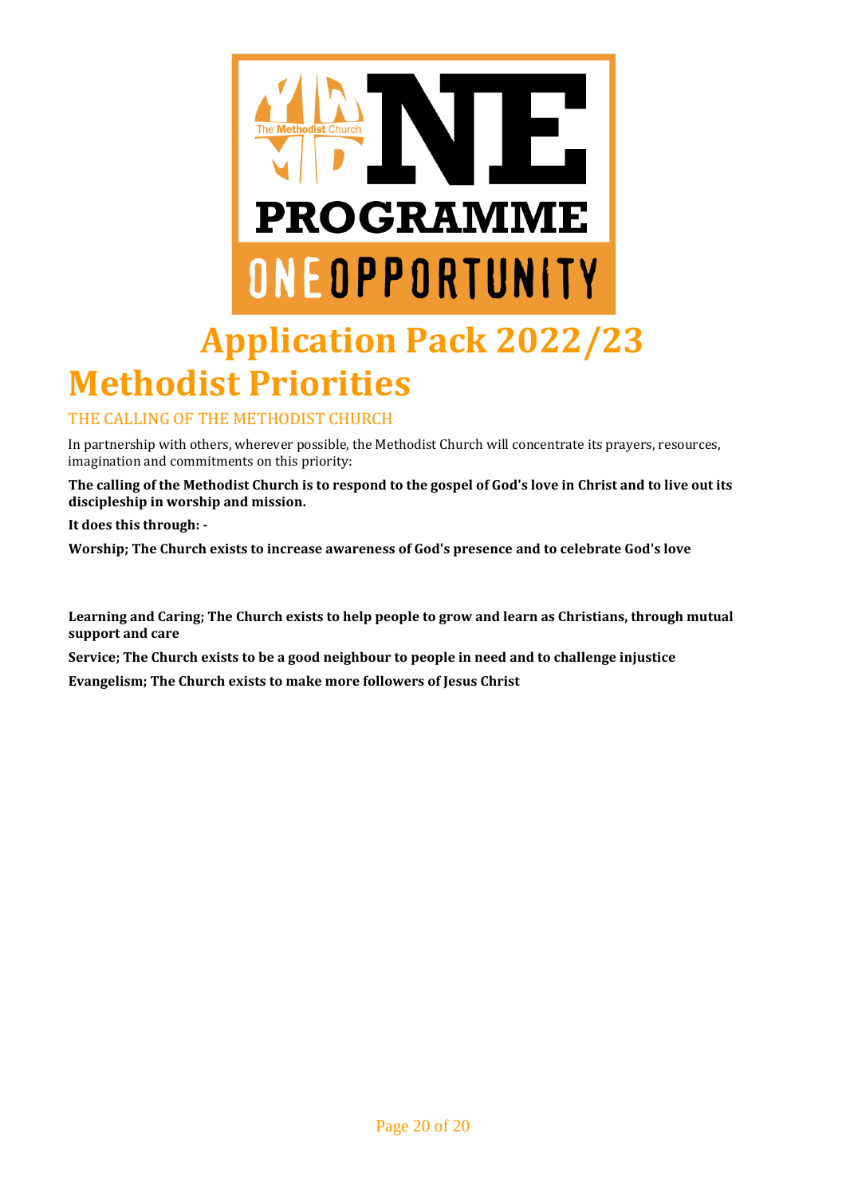# Application Pack 2022/23

# Methodist Priorities

## THE CALLING OF THE METHODIST CHURCH

In partnership with others, wherever possible, the Methodist Church will concentrate its prayers, resources, imagination and commitments on this priority:

**The calling of the Methodist Church is to respond to the gospel of God's love in Christ and to live out its discipleship in worship and mission.**

**It does this through: -**

**Worship; The Church exists to increase awareness of God's presence and to celebrate God's love**

**Learning and Caring; The Church exists to help people to grow and learn as Christians, through mutual support and care**

**Service; The Church exists to be a good neighbour to people in need and to challenge injustice**

**Evangelism; The Church exists to make more followers of Jesus Christ**